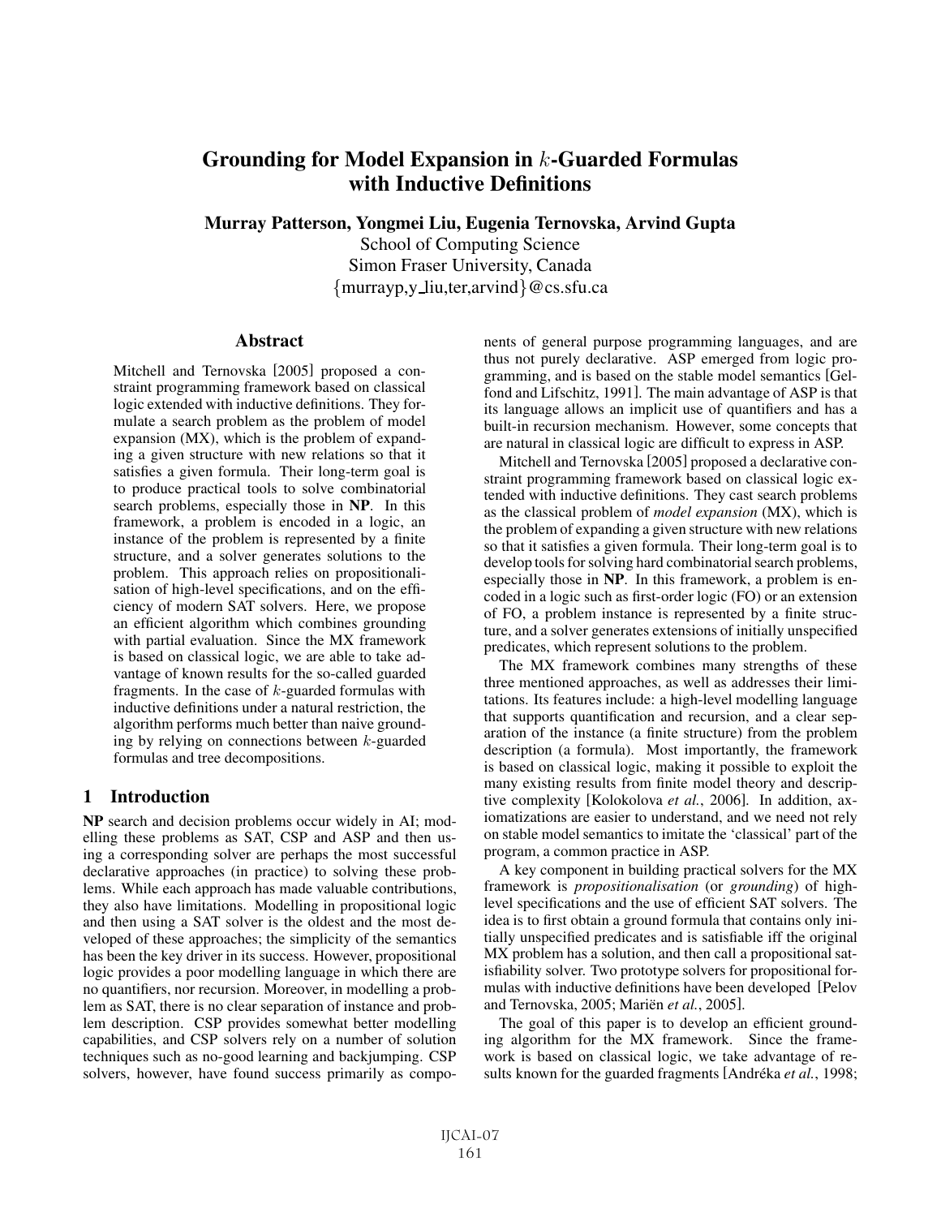# Grounding for Model Expansion in $k$-Guarded Formulas with Inductive Definitions

**Murray Patterson, Yongmei Liu, Eugenia Ternovska, Arvind Gupta**

School of Computing Science
Simon Fraser University, Canada
{murrayp,y_liu,ter,arvind}@cs.sfu.ca

## Abstract

Mitchell and Ternovska [2005] proposed a constraint programming framework based on classical logic extended with inductive definitions. They formulate a search problem as the problem of model expansion (MX), which is the problem of expanding a given structure with new relations so that it satisfies a given formula. Their long-term goal is to produce practical tools to solve combinatorial search problems, especially those in **NP**. In this framework, a problem is encoded in a logic, an instance of the problem is represented by a finite structure, and a solver generates solutions to the problem. This approach relies on propositionalisation of high-level specifications, and on the efficiency of modern SAT solvers. Here, we propose an efficient algorithm which combines grounding with partial evaluation. Since the MX framework is based on classical logic, we are able to take advantage of known results for the so-called guarded fragments. In the case of $k$-guarded formulas with inductive definitions under a natural restriction, the algorithm performs much better than naive grounding by relying on connections between $k$-guarded formulas and tree decompositions.

## 1 Introduction

**NP** search and decision problems occur widely in AI; modelling these problems as SAT, CSP and ASP and then using a corresponding solver are perhaps the most successful declarative approaches (in practice) to solving these problems. While each approach has made valuable contributions, they also have limitations. Modelling in propositional logic and then using a SAT solver is the oldest and the most developed of these approaches; the simplicity of the semantics has been the key driver in its success. However, propositional logic provides a poor modelling language in which there are no quantifiers, nor recursion. Moreover, in modelling a problem as SAT, there is no clear separation of instance and problem description. CSP provides somewhat better modelling capabilities, and CSP solvers rely on a number of solution techniques such as no-good learning and backjumping. CSP solvers, however, have found success primarily as components of general purpose programming languages, and are thus not purely declarative. ASP emerged from logic programming, and is based on the stable model semantics [Gelfond and Lifschitz, 1991]. The main advantage of ASP is that its language allows an implicit use of quantifiers and has a built-in recursion mechanism. However, some concepts that are natural in classical logic are difficult to express in ASP.

Mitchell and Ternovska [2005] proposed a declarative constraint programming framework based on classical logic extended with inductive definitions. They cast search problems as the classical problem of *model expansion* (MX), which is the problem of expanding a given structure with new relations so that it satisfies a given formula. Their long-term goal is to develop tools for solving hard combinatorial search problems, especially those in **NP**. In this framework, a problem is encoded in a logic such as first-order logic (FO) or an extension of FO, a problem instance is represented by a finite structure, and a solver generates extensions of initially unspecified predicates, which represent solutions to the problem.

The MX framework combines many strengths of these three mentioned approaches, as well as addresses their limitations. Its features include: a high-level modelling language that supports quantification and recursion, and a clear separation of the instance (a finite structure) from the problem description (a formula). Most importantly, the framework is based on classical logic, making it possible to exploit the many existing results from finite model theory and descriptive complexity [Kolokolova *et al.*, 2006]. In addition, axiomatizations are easier to understand, and we need not rely on stable model semantics to imitate the 'classical' part of the program, a common practice in ASP.

A key component in building practical solvers for the MX framework is *propositionalisation* (or *grounding*) of high-level specifications and the use of efficient SAT solvers. The idea is to first obtain a ground formula that contains only initially unspecified predicates and is satisfiable iff the original MX problem has a solution, and then call a propositional satisfiability solver. Two prototype solvers for propositional formulas with inductive definitions have been developed [Pelov and Ternovska, 2005; Mariën *et al.*, 2005].

The goal of this paper is to develop an efficient grounding algorithm for the MX framework. Since the framework is based on classical logic, we take advantage of results known for the guarded fragments [Andréka *et al.*, 1998;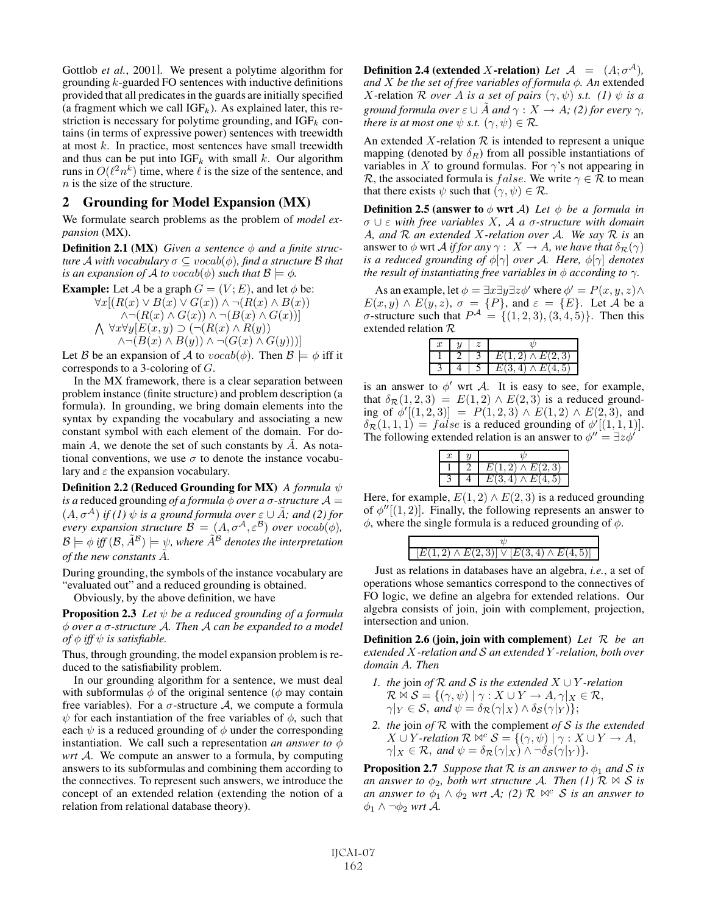Gottlob *et al.*, 2001]. We present a polytime algorithm for grounding $k$-guarded FO sentences with inductive definitions provided that all predicates in the guards are initially specified (a fragment which we call $\text{IGF}_k$). As explained later, this restriction is necessary for polytime grounding, and $\text{IGF}_k$ contains (in terms of expressive power) sentences with treewidth at most $k$. In practice, most sentences have small treewidth and thus can be put into $\text{IGF}_k$ with small $k$. Our algorithm runs in $O(\ell^2 n^k)$ time, where $\ell$ is the size of the sentence, and $n$ is the size of the structure.

## 2 Grounding for Model Expansion (MX)

We formulate search problems as the problem of *model expansion* (MX).

**Definition 2.1 (MX)** *Given a sentence $\phi$ and a finite structure $\mathcal{A}$ with vocabulary $\sigma \subseteq vocab(\phi)$, find a structure $\mathcal{B}$ that is an expansion of $\mathcal{A}$ to $vocab(\phi)$ such that $\mathcal{B} \models \phi$.*

**Example:** Let $\mathcal{A}$ be a graph $G = (V; E)$, and let $\phi$ be:

$$\forall x[(R(x) \vee B(x) \vee G(x)) \wedge \neg(R(x) \wedge B(x)) \wedge \neg(R(x) \wedge G(x)) \wedge \neg(B(x) \wedge G(x))]$$
$$\bigwedge \forall x \forall y[E(x, y) \supset (\neg(R(x) \wedge R(y)) \wedge \neg(B(x) \wedge B(y)) \wedge \neg(G(x) \wedge G(y)))]$$

Let $\mathcal{B}$ be an expansion of $\mathcal{A}$ to $vocab(\phi)$. Then $\mathcal{B} \models \phi$ iff it corresponds to a 3-coloring of $G$.

In the MX framework, there is a clear separation between problem instance (finite structure) and problem description (a formula). In grounding, we bring domain elements into the syntax by expanding the vocabulary and associating a new constant symbol with each element of the domain. For domain $A$, we denote the set of such constants by $\tilde{A}$. As notational conventions, we use $\sigma$ to denote the instance vocabulary and $\varepsilon$ the expansion vocabulary.

**Definition 2.2 (Reduced Grounding for MX)** *A formula $\psi$ is a* reduced grounding *of a formula $\phi$ over a $\sigma$-structure $\mathcal{A} = (A, \sigma^{\mathcal{A}})$ if (1) $\psi$ is a ground formula over $\varepsilon \cup \tilde{A}$; and (2) for every expansion structure $\mathcal{B} = (A, \sigma^{\mathcal{A}}, \varepsilon^{\mathcal{B}})$ over $vocab(\phi)$, $\mathcal{B} \models \phi$ iff $(\mathcal{B}, \tilde{A}^{\mathcal{B}}) \models \psi$, where $\tilde{A}^{\mathcal{B}}$ denotes the interpretation of the new constants $\tilde{A}$.*

During grounding, the symbols of the instance vocabulary are "evaluated out" and a reduced grounding is obtained.

Obviously, by the above definition, we have

**Proposition 2.3** *Let $\psi$ be a reduced grounding of a formula $\phi$ over a $\sigma$-structure $\mathcal{A}$. Then $\mathcal{A}$ can be expanded to a model of $\phi$ iff $\psi$ is satisfiable.*

Thus, through grounding, the model expansion problem is reduced to the satisfiability problem.

In our grounding algorithm for a sentence, we must deal with subformulas $\phi$ of the original sentence ($\phi$ may contain free variables). For a $\sigma$-structure $\mathcal{A}$, we compute a formula $\psi$ for each instantiation of the free variables of $\phi$, such that each $\psi$ is a reduced grounding of $\phi$ under the corresponding instantiation. We call such a representation *an answer to $\phi$ wrt $\mathcal{A}$*. We compute an answer to a formula, by computing answers to its subformulas and combining them according to the connectives. To represent such answers, we introduce the concept of an extended relation (extending the notion of a relation from relational database theory).

**Definition 2.4 (extended $X$-relation)** *Let $\mathcal{A} = (A; \sigma^{\mathcal{A}})$, and $X$ be the set of free variables of formula $\phi$. An* extended *$X$-relation $\mathcal{R}$ over $A$ is a set of pairs $(\gamma, \psi)$ s.t. (1) $\psi$ is a ground formula over $\varepsilon \cup \tilde{A}$ and $\gamma : X \rightarrow A$; (2) for every $\gamma$, there is at most one $\psi$ s.t. $(\gamma, \psi) \in \mathcal{R}$.*

An extended $X$-relation $\mathcal{R}$ is intended to represent a unique mapping (denoted by $\delta_R$) from all possible instantiations of variables in $X$ to ground formulas. For $\gamma$'s not appearing in $\mathcal{R}$, the associated formula is $false$. We write $\gamma \in \mathcal{R}$ to mean that there exists $\psi$ such that $(\gamma, \psi) \in \mathcal{R}$.

**Definition 2.5 (answer to $\phi$ wrt $\mathcal{A}$)** *Let $\phi$ be a formula in $\sigma \cup \varepsilon$ with free variables $X$, $\mathcal{A}$ a $\sigma$-structure with domain $A$, and $\mathcal{R}$ an extended $X$-relation over $\mathcal{A}$. We say $\mathcal{R}$ is* an answer to $\phi$ wrt $\mathcal{A}$ *if for any $\gamma : X \rightarrow A$, we have that $\delta_{\mathcal{R}}(\gamma)$ is a reduced grounding of $\phi[\gamma]$ over $\mathcal{A}$. Here, $\phi[\gamma]$ denotes the result of instantiating free variables in $\phi$ according to $\gamma$.*

As an example, let $\phi = \exists x \exists y \exists z \phi'$ where $\phi' = P(x, y, z) \wedge E(x, y) \wedge E(y, z)$, $\sigma = \{P\}$, and $\varepsilon = \{E\}$. Let $\mathcal{A}$ be a $\sigma$-structure such that $P^{\mathcal{A}} = \{(1, 2, 3), (3, 4, 5)\}$. Then this extended relation $\mathcal{R}$

| $x$ | $y$ | $z$ | $\psi$ |
|---|---|---|---|
| 1 | 2 | 3 | $E(1, 2) \wedge E(2, 3)$ |
| 3 | 4 | 5 | $E(3, 4) \wedge E(4, 5)$ |

is an answer to $\phi'$ wrt $\mathcal{A}$. It is easy to see, for example, that $\delta_{\mathcal{R}}(1, 2, 3) = E(1, 2) \wedge E(2, 3)$ is a reduced grounding of $\phi'[(1, 2, 3)] = P(1, 2, 3) \wedge E(1, 2) \wedge E(2, 3)$, and $\delta_{\mathcal{R}}(1, 1, 1) = false$ is a reduced grounding of $\phi'[(1, 1, 1)]$. The following extended relation is an answer to $\phi'' = \exists z \phi'$

| $x$ | $y$ | $\psi$ |
|---|---|---|
| 1 | 2 | $E(1, 2) \wedge E(2, 3)$ |
| 3 | 4 | $E(3, 4) \wedge E(4, 5)$ |

Here, for example, $E(1, 2) \wedge E(2, 3)$ is a reduced grounding of $\phi''[(1, 2)]$. Finally, the following represents an answer to $\phi$, where the single formula is a reduced grounding of $\phi$.

| $\psi$ |
|---|
| $[E(1, 2) \wedge E(2, 3)] \vee [E(3, 4) \wedge E(4, 5)]$ |

Just as relations in databases have an algebra, *i.e.*, a set of operations whose semantics correspond to the connectives of FO logic, we define an algebra for extended relations. Our algebra consists of join, join with complement, projection, intersection and union.

**Definition 2.6 (join, join with complement)** *Let $\mathcal{R}$ be an extended $X$-relation and $\mathcal{S}$ an extended $Y$-relation, both over domain $A$. Then*

1. *the* join *of $\mathcal{R}$ and $\mathcal{S}$ is the extended $X \cup Y$-relation $\mathcal{R} \bowtie \mathcal{S} = \{(\gamma, \psi) \mid \gamma : X \cup Y \rightarrow A, \gamma|_X \in \mathcal{R}, \gamma|_Y \in \mathcal{S}$, and $\psi = \delta_{\mathcal{R}}(\gamma|_X) \wedge \delta_{\mathcal{S}}(\gamma|_Y)\}$;*
2. *the* join *of $\mathcal{R}$* with the complement *of $\mathcal{S}$ is the extended $X \cup Y$-relation $\mathcal{R} \bowtie^c \mathcal{S} = \{(\gamma, \psi) \mid \gamma : X \cup Y \rightarrow A, \gamma|_X \in \mathcal{R}$, and $\psi = \delta_{\mathcal{R}}(\gamma|_X) \wedge \neg \delta_{\mathcal{S}}(\gamma|_Y)\}$.*

**Proposition 2.7** *Suppose that $\mathcal{R}$ is an answer to $\phi_1$ and $\mathcal{S}$ is an answer to $\phi_2$, both wrt structure $\mathcal{A}$. Then (1) $\mathcal{R} \bowtie \mathcal{S}$ is an answer to $\phi_1 \wedge \phi_2$ wrt $\mathcal{A}$; (2) $\mathcal{R} \bowtie^c \mathcal{S}$ is an answer to $\phi_1 \wedge \neg\phi_2$ wrt $\mathcal{A}$.*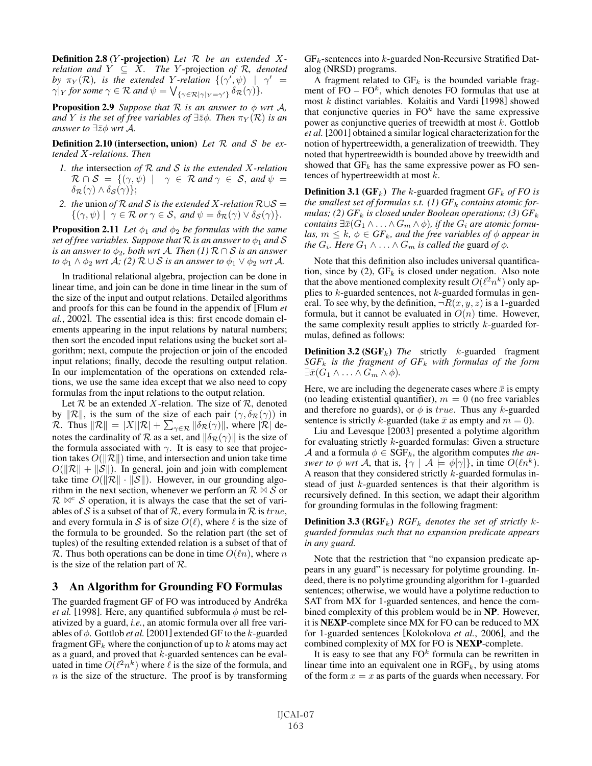**Definition 2.8 ($Y$-projection)** *Let $\mathcal{R}$ be an extended $X$-relation and $Y \subseteq X$. The $Y$-projection of $\mathcal{R}$, denoted by $\pi_Y(\mathcal{R})$, is the extended $Y$-relation $\{(\gamma', \psi) \mid \gamma' = \gamma|_Y$ for some $\gamma \in \mathcal{R}$ and $\psi = \bigvee_{\{\gamma \in \mathcal{R} | \gamma|_Y = \gamma'\}} \delta_\mathcal{R}(\gamma)\}$.*

**Proposition 2.9** *Suppose that $\mathcal{R}$ is an answer to $\phi$ wrt $\mathcal{A}$, and $Y$ is the set of free variables of $\exists \bar{z} \phi$. Then $\pi_Y(\mathcal{R})$ is an answer to $\exists \bar{z} \phi$ wrt $\mathcal{A}$.*

**Definition 2.10 (intersection, union)** *Let $\mathcal{R}$ and $\mathcal{S}$ be extended $X$-relations. Then*

1. *the* intersection *of $\mathcal{R}$ and $\mathcal{S}$ is the extended $X$-relation $\mathcal{R} \cap \mathcal{S} = \{(\gamma, \psi) \mid \gamma \in \mathcal{R}$ and $\gamma \in \mathcal{S}$, and $\psi = \delta_\mathcal{R}(\gamma) \wedge \delta_\mathcal{S}(\gamma)\}$;*
2. *the* union *of $\mathcal{R}$ and $\mathcal{S}$ is the extended $X$-relation $\mathcal{R} \cup \mathcal{S} = \{(\gamma, \psi) \mid \gamma \in \mathcal{R}$ or $\gamma \in \mathcal{S}$, and $\psi = \delta_\mathcal{R}(\gamma) \vee \delta_\mathcal{S}(\gamma)\}$.*

**Proposition 2.11** *Let $\phi_1$ and $\phi_2$ be formulas with the same set of free variables. Suppose that $\mathcal{R}$ is an answer to $\phi_1$ and $\mathcal{S}$ is an answer to $\phi_2$, both wrt $\mathcal{A}$. Then (1) $\mathcal{R} \cap \mathcal{S}$ is an answer to $\phi_1 \wedge \phi_2$ wrt $\mathcal{A}$; (2) $\mathcal{R} \cup \mathcal{S}$ is an answer to $\phi_1 \vee \phi_2$ wrt $\mathcal{A}$.*

In traditional relational algebra, projection can be done in linear time, and join can be done in time linear in the sum of the size of the input and output relations. Detailed algorithms and proofs for this can be found in the appendix of [Flum *et al.*, 2002]. The essential idea is this: first encode domain elements appearing in the input relations by natural numbers; then sort the encoded input relations using the bucket sort algorithm; next, compute the projection or join of the encoded input relations; finally, decode the resulting output relation. In our implementation of the operations on extended relations, we use the same idea except that we also need to copy formulas from the input relations to the output relation.

Let $\mathcal{R}$ be an extended $X$-relation. The size of $\mathcal{R}$, denoted by $\|\mathcal{R}\|$, is the sum of the size of each pair $(\gamma, \delta_\mathcal{R}(\gamma))$ in $\mathcal{R}$. Thus $\|\mathcal{R}\| = |X||\mathcal{R}| + \sum_{\gamma \in \mathcal{R}} \|\delta_\mathcal{R}(\gamma)\|$, where $|\mathcal{R}|$ denotes the cardinality of $\mathcal{R}$ as a set, and $\|\delta_\mathcal{R}(\gamma)\|$ is the size of the formula associated with $\gamma$. It is easy to see that projection takes $O(\|\mathcal{R}\|)$ time, and intersection and union take time $O(\|\mathcal{R}\| + \|\mathcal{S}\|)$. In general, join and join with complement take time $O(\|\mathcal{R}\| \cdot \|\mathcal{S}\|)$. However, in our grounding algorithm in the next section, whenever we perform an $\mathcal{R} \bowtie \mathcal{S}$ or $\mathcal{R} \bowtie^c \mathcal{S}$ operation, it is always the case that the set of variables of $\mathcal{S}$ is a subset of that of $\mathcal{R}$, every formula in $\mathcal{R}$ is $true$, and every formula in $\mathcal{S}$ is of size $O(\ell)$, where $\ell$ is the size of the formula to be grounded. So the relation part (the set of tuples) of the resulting extended relation is a subset of that of $\mathcal{R}$. Thus both operations can be done in time $O(\ell n)$, where $n$ is the size of the relation part of $\mathcal{R}$.

## 3 An Algorithm for Grounding FO Formulas

The guarded fragment GF of FO was introduced by Andréka *et al.* [1998]. Here, any quantified subformula $\phi$ must be relativized by a guard, *i.e.*, an atomic formula over all free variables of $\phi$. Gottlob *et al.* [2001] extended GF to the $k$-guarded fragment $\mathrm{GF}_k$ where the conjunction of up to $k$ atoms may act as a guard, and proved that $k$-guarded sentences can be evaluated in time $O(\ell^2 n^k)$ where $\ell$ is the size of the formula, and $n$ is the size of the structure. The proof is by transforming $\mathrm{GF}_k$-sentences into $k$-guarded Non-Recursive Stratified Datalog (NRSD) programs.

A fragment related to $\mathrm{GF}_k$ is the bounded variable fragment of FO – $\mathrm{FO}^k$, which denotes FO formulas that use at most $k$ distinct variables. Kolaitis and Vardi [1998] showed that conjunctive queries in $\mathrm{FO}^k$ have the same expressive power as conjunctive queries of treewidth at most $k$. Gottlob *et al.* [2001] obtained a similar logical characterization for the notion of hypertreewidth, a generalization of treewidth. They noted that hypertreewidth is bounded above by treewidth and showed that $\mathrm{GF}_k$ has the same expressive power as FO sentences of hypertreewidth at most $k$.

**Definition 3.1 ($\mathrm{GF}_k$)** *The $k$-guarded fragment $\mathrm{GF}_k$ of FO is the smallest set of formulas s.t. (1) $\mathrm{GF}_k$ contains atomic formulas; (2) $\mathrm{GF}_k$ is closed under Boolean operations; (3) $\mathrm{GF}_k$ contains $\exists \bar{x}(G_1 \wedge \ldots \wedge G_m \wedge \phi)$, if the $G_i$ are atomic formulas, $m \leq k$, $\phi \in \mathrm{GF}_k$, and the free variables of $\phi$ appear in the $G_i$. Here $G_1 \wedge \ldots \wedge G_m$ is called the* guard *of $\phi$.*

Note that this definition also includes universal quantification, since by (2), $\mathrm{GF}_k$ is closed under negation. Also note that the above mentioned complexity result $O(\ell^2 n^k)$ only applies to $k$-guarded sentences, not $k$-guarded formulas in general. To see why, by the definition, $\neg R(x, y, z)$ is a 1-guarded formula, but it cannot be evaluated in $O(n)$ time. However, the same complexity result applies to strictly $k$-guarded formulas, defined as follows:

**Definition 3.2 ($\mathrm{SGF}_k$)** *The strictly $k$-guarded fragment $\mathrm{SGF}_k$ is the fragment of $\mathrm{GF}_k$ with formulas of the form $\exists \bar{x}(G_1 \wedge \ldots \wedge G_m \wedge \phi)$.*

Here, we are including the degenerate cases where $\bar{x}$ is empty (no leading existential quantifier), $m = 0$ (no free variables and therefore no guards), or $\phi$ is $true$. Thus any $k$-guarded sentence is strictly $k$-guarded (take $\bar{x}$ as empty and $m = 0$).

Liu and Levesque [2003] presented a polytime algorithm for evaluating strictly $k$-guarded formulas: Given a structure $\mathcal{A}$ and a formula $\phi \in \mathrm{SGF}_k$, the algorithm computes *the answer to $\phi$ wrt $\mathcal{A}$*, that is, $\{\gamma \mid \mathcal{A} \models \phi[\gamma]\}$, in time $O(\ell n^k)$. A reason that they considered strictly $k$-guarded formulas instead of just $k$-guarded sentences is that their algorithm is recursively defined. In this section, we adapt their algorithm for grounding formulas in the following fragment:

**Definition 3.3 ($\mathrm{RGF}_k$)** *$\mathrm{RGF}_k$ denotes the set of strictly $k$-guarded formulas such that no expansion predicate appears in any guard.*

Note that the restriction that "no expansion predicate appears in any guard" is necessary for polytime grounding. Indeed, there is no polytime grounding algorithm for 1-guarded sentences; otherwise, we would have a polytime reduction to SAT from MX for 1-guarded sentences, and hence the combined complexity of this problem would be in **NP**. However, it is **NEXP**-complete since MX for FO can be reduced to MX for 1-guarded sentences [Kolokolova *et al.*, 2006], and the combined complexity of MX for FO is **NEXP**-complete.

It is easy to see that any $\mathrm{FO}^k$ formula can be rewritten in linear time into an equivalent one in $\mathrm{RGF}_k$, by using atoms of the form $x = x$ as parts of the guards when necessary. For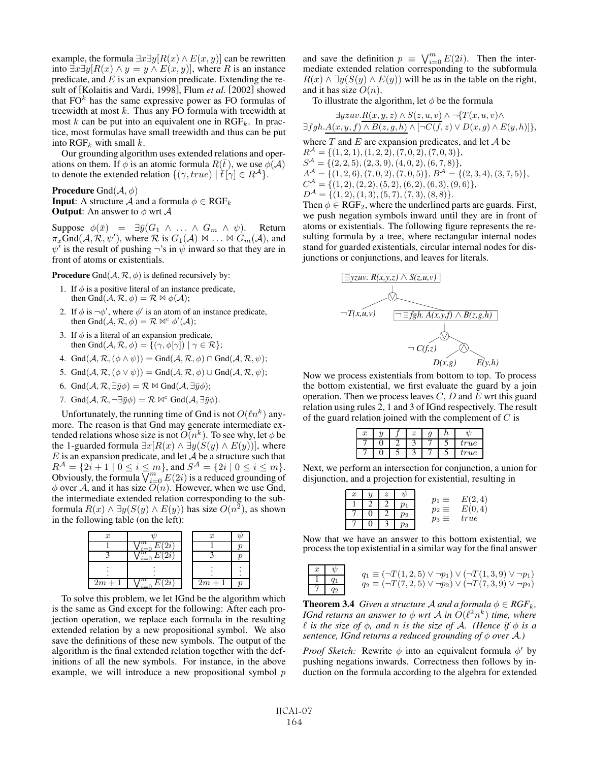example, the formula $\exists x \exists y[R(x) \wedge E(x,y)]$ can be rewritten into $\exists x \exists y[R(x) \wedge y = y \wedge E(x,y)]$, where $R$ is an instance predicate, and $E$ is an expansion predicate. Extending the result of [Kolaitis and Vardi, 1998], Flum *et al.* [2002] showed that $\mathrm{FO}^k$ has the same expressive power as FO formulas of treewidth at most $k$. Thus any FO formula with treewidth at most $k$ can be put into an equivalent one in $\mathrm{RGF}_k$. In practice, most formulas have small treewidth and thus can be put into $\mathrm{RGF}_k$ with small $k$.

Our grounding algorithm uses extended relations and operations on them. If $\phi$ is an atomic formula $R(\bar{t})$, we use $\phi(\mathcal{A})$ to denote the extended relation $\{(\gamma, true) \mid \bar{t}[\gamma] \in R^{\mathcal{A}}\}$.

**Procedure** Gnd$(\mathcal{A}, \phi)$
**Input**: A structure $\mathcal{A}$ and a formula $\phi \in \mathrm{RGF}_k$
**Output**: An answer to $\phi$ wrt $\mathcal{A}$

Suppose $\phi(\bar{x}) = \exists \bar{y}(G_1 \wedge \ldots \wedge G_m \wedge \psi)$. Return $\pi_{\bar{x}}\mathrm{Gnd}(\mathcal{A}, \mathcal{R}, \psi')$, where $\mathcal{R}$ is $G_1(\mathcal{A}) \bowtie \ldots \bowtie G_m(\mathcal{A})$, and $\psi'$ is the result of pushing $\neg$'s in $\psi$ inward so that they are in front of atoms or existentials.

**Procedure** Gnd$(\mathcal{A}, \mathcal{R}, \phi)$ is defined recursively by:

1. If $\phi$ is a positive literal of an instance predicate, then $\mathrm{Gnd}(\mathcal{A}, \mathcal{R}, \phi) = \mathcal{R} \bowtie \phi(\mathcal{A})$;
2. If $\phi$ is $\neg\phi'$, where $\phi'$ is an atom of an instance predicate, then $\mathrm{Gnd}(\mathcal{A}, \mathcal{R}, \phi) = \mathcal{R} \bowtie^c \phi'(\mathcal{A})$;
3. If $\phi$ is a literal of an expansion predicate, then $\mathrm{Gnd}(\mathcal{A}, \mathcal{R}, \phi) = \{(\gamma, \phi[\gamma]) \mid \gamma \in \mathcal{R}\}$;
4. $\mathrm{Gnd}(\mathcal{A}, \mathcal{R}, (\phi \wedge \psi)) = \mathrm{Gnd}(\mathcal{A}, \mathcal{R}, \phi) \cap \mathrm{Gnd}(\mathcal{A}, \mathcal{R}, \psi)$;
5. $\mathrm{Gnd}(\mathcal{A}, \mathcal{R}, (\phi \vee \psi)) = \mathrm{Gnd}(\mathcal{A}, \mathcal{R}, \phi) \cup \mathrm{Gnd}(\mathcal{A}, \mathcal{R}, \psi)$;
6. $\mathrm{Gnd}(\mathcal{A}, \mathcal{R}, \exists \bar{y}\phi) = \mathcal{R} \bowtie \mathrm{Gnd}(\mathcal{A}, \exists \bar{y}\phi)$;
7. $\mathrm{Gnd}(\mathcal{A}, \mathcal{R}, \neg\exists \bar{y}\phi) = \mathcal{R} \bowtie^c \mathrm{Gnd}(\mathcal{A}, \exists \bar{y}\phi)$.

Unfortunately, the running time of Gnd is not $O(\ell n^k)$ anymore. The reason is that Gnd may generate intermediate extended relations whose size is not $O(n^k)$. To see why, let $\phi$ be the 1-guarded formula $\exists x[R(x) \wedge \exists y(S(y) \wedge E(y))]$, where $E$ is an expansion predicate, and let $\mathcal{A}$ be a structure such that $R^{\mathcal{A}} = \{2i+1 \mid 0 \leq i \leq m\}$, and $S^{\mathcal{A}} = \{2i \mid 0 \leq i \leq m\}$. Obviously, the formula $\bigvee_{i=0}^{m} E(2i)$ is a reduced grounding of $\phi$ over $\mathcal{A}$, and it has size $O(n)$. However, when we use Gnd, the intermediate extended relation corresponding to the subformula $R(x) \wedge \exists y(S(y) \wedge E(y))$ has size $O(n^2)$, as shown in the following table (on the left):

| $x$ | $\psi$ |
|---|---|
| 1 | $\bigvee_{i=0}^{m} E(2i)$ |
| 3 | $\bigvee_{i=0}^{m} E(2i)$ |
| $\vdots$ | $\vdots$ |
| $2m+1$ | $\bigvee_{i=0}^{m} E(2i)$ |

| $x$ | $\psi$ |
|---|---|
| 1 | $p$ |
| 3 | $p$ |
| $\vdots$ | $\vdots$ |
| $2m+1$ | $p$ |

To solve this problem, we let IGnd be the algorithm which is the same as Gnd except for the following: After each projection operation, we replace each formula in the resulting extended relation by a new propositional symbol. We also save the definitions of these new symbols. The output of the algorithm is the final extended relation together with the definitions of all the new symbols. For instance, in the above example, we will introduce a new propositional symbol $p$ and save the definition $p \equiv \bigvee_{i=0}^{m} E(2i)$. Then the intermediate extended relation corresponding to the subformula $R(x) \wedge \exists y(S(y) \wedge E(y))$ will be as in the table on the right, and it has size $O(n)$.

To illustrate the algorithm, let $\phi$ be the formula

$$\exists yzuv.\underline{R(x,y,z) \wedge S(z,u,v)} \wedge \neg\{T(x,u,v) \wedge \exists fgh.\underline{A(x,y,f) \wedge B(z,g,h)} \wedge [\neg C(f,z) \vee D(x,g) \wedge E(y,h)]\},$$

where $T$ and $E$ are expansion predicates, and let $\mathcal{A}$ be
$R^{\mathcal{A}} = \{(1,2,1), (1,2,2), (7,0,2), (7,0,3)\}$,
$S^{\mathcal{A}} = \{(2,2,5), (2,3,9), (4,0,2), (6,7,8)\}$,
$A^{\mathcal{A}} = \{(1,2,6), (7,0,2), (7,0,5)\}$, $B^{\mathcal{A}} = \{(2,3,4), (3,7,5)\}$,
$C^{\mathcal{A}} = \{(1,2), (2,2), (5,2), (6,2), (6,3), (9,6)\}$,
$D^{\mathcal{A}} = \{(1,2), (1,3), (5,7), (7,3), (8,8)\}$.

Then $\phi \in \mathrm{RGF}_2$, where the underlined parts are guards. First, we push negation symbols inward until they are in front of atoms or existentials. The following figure represents the resulting formula by a tree, where rectangular internal nodes stand for guarded existentials, circular internal nodes for disjunctions or conjunctions, and leaves for literals.

Now we process existentials from bottom to top. To process the bottom existential, we first evaluate the guard by a join operation. Then we process leaves $C$, $D$ and $E$ wrt this guard relation using rules 2, 1 and 3 of IGnd respectively. The result of the guard relation joined with the complement of $C$ is

| $x$ | $y$ | $f$ | $z$ | $g$ | $h$ | $\psi$ |
|---|---|---|---|---|---|---|
| 7 | 0 | 2 | 3 | 7 | 5 | $true$ |
| 7 | 0 | 5 | 3 | 7 | 5 | $true$ |

Next, we perform an intersection for conjunction, a union for disjunction, and a projection for existential, resulting in

| $x$ | $y$ | $z$ | $\psi$ |
|---|---|---|---|
| 1 | 2 | 2 | $p_1$ |
| 7 | 0 | 2 | $p_2$ |
| 7 | 0 | 3 | $p_3$ |

$p_1 \equiv E(2,4)$
$p_2 \equiv E(0,4)$
$p_3 \equiv true$

Now that we have an answer to this bottom existential, we process the top existential in a similar way for the final answer

| $x$ | $\psi$ |
|---|---|
| 1 | $q_1$ |
| 7 | $q_2$ |

$q_1 \equiv (\neg T(1,2,5) \vee \neg p_1) \vee (\neg T(1,3,9) \vee \neg p_1)$
$q_2 \equiv (\neg T(7,2,5) \vee \neg p_2) \vee (\neg T(7,3,9) \vee \neg p_2)$

**Theorem 3.4** *Given a structure $\mathcal{A}$ and a formula $\phi \in RGF_k$, IGnd returns an answer to $\phi$ wrt $\mathcal{A}$ in $O(\ell^2 n^k)$ time, where $\ell$ is the size of $\phi$, and $n$ is the size of $\mathcal{A}$. (Hence if $\phi$ is a sentence, IGnd returns a reduced grounding of $\phi$ over $\mathcal{A}$.)*

*Proof Sketch:* Rewrite $\phi$ into an equivalent formula $\phi'$ by pushing negations inwards. Correctness then follows by induction on the formula according to the algebra for extended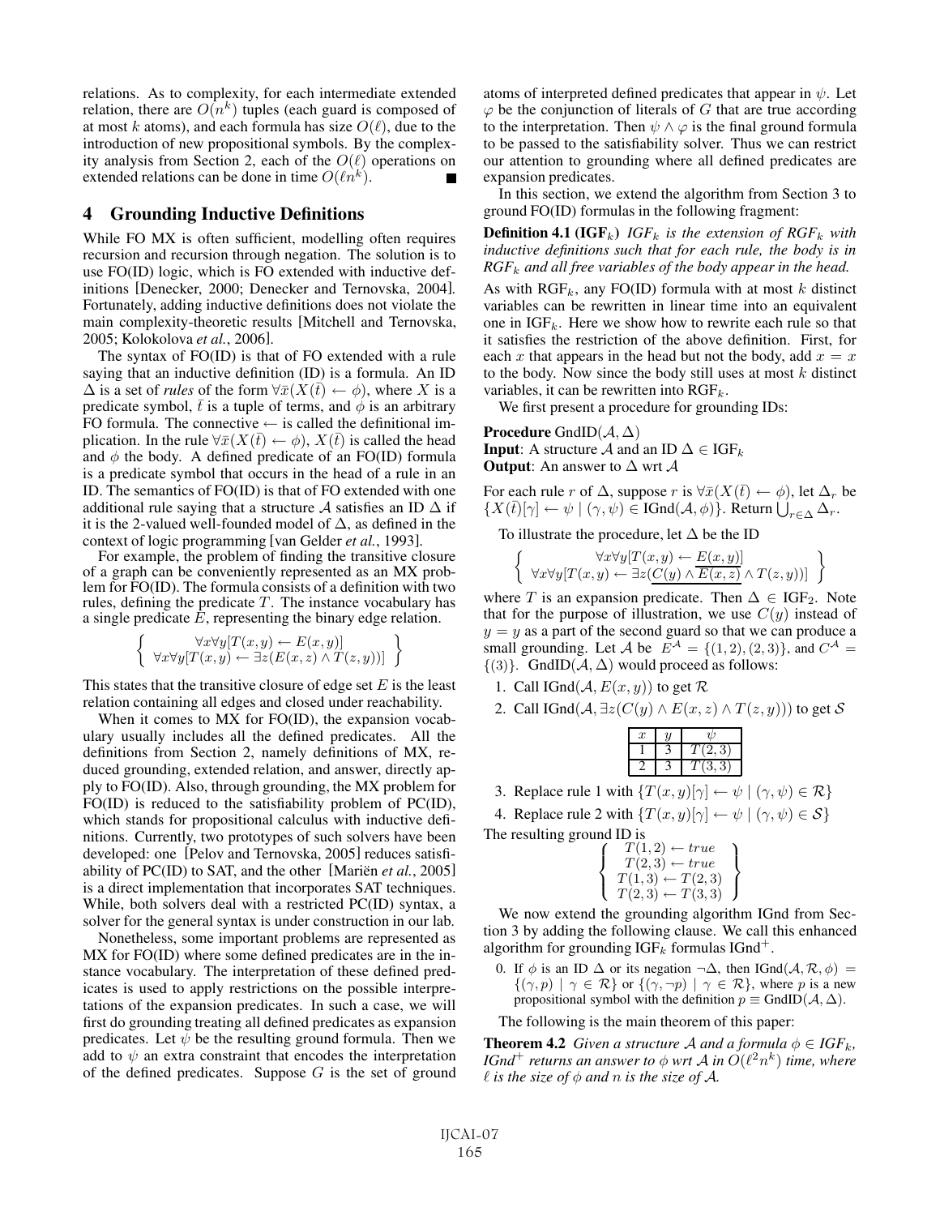relations. As to complexity, for each intermediate extended relation, there are $O(n^k)$ tuples (each guard is composed of at most $k$ atoms), and each formula has size $O(\ell)$, due to the introduction of new propositional symbols. By the complexity analysis from Section 2, each of the $O(\ell)$ operations on extended relations can be done in time $O(\ell n^k)$. ∎

## 4 Grounding Inductive Definitions

While FO MX is often sufficient, modelling often requires recursion and recursion through negation. The solution is to use FO(ID) logic, which is FO extended with inductive definitions [Denecker, 2000; Denecker and Ternovska, 2004]. Fortunately, adding inductive definitions does not violate the main complexity-theoretic results [Mitchell and Ternovska, 2005; Kolokolova *et al.*, 2006].

The syntax of FO(ID) is that of FO extended with a rule saying that an inductive definition (ID) is a formula. An ID $\Delta$ is a set of *rules* of the form $\forall \bar{x}(X(\bar{t}) \leftarrow \phi)$, where $X$ is a predicate symbol, $\bar{t}$ is a tuple of terms, and $\phi$ is an arbitrary FO formula. The connective $\leftarrow$ is called the definitional implication. In the rule $\forall \bar{x}(X(\bar{t}) \leftarrow \phi)$, $X(\bar{t})$ is called the head and $\phi$ the body. A defined predicate of an FO(ID) formula is a predicate symbol that occurs in the head of a rule in an ID. The semantics of FO(ID) is that of FO extended with one additional rule saying that a structure $\mathcal{A}$ satisfies an ID $\Delta$ if it is the 2-valued well-founded model of $\Delta$, as defined in the context of logic programming [van Gelder *et al.*, 1993].

For example, the problem of finding the transitive closure of a graph can be conveniently represented as an MX problem for FO(ID). The formula consists of a definition with two rules, defining the predicate $T$. The instance vocabulary has a single predicate $E$, representing the binary edge relation.

$$\left\{ \begin{array}{c} \forall x \forall y[T(x,y) \leftarrow E(x,y)] \\ \forall x \forall y[T(x,y) \leftarrow \exists z(E(x,z) \wedge T(z,y))] \end{array} \right\}$$

This states that the transitive closure of edge set $E$ is the least relation containing all edges and closed under reachability.

When it comes to MX for FO(ID), the expansion vocabulary usually includes all the defined predicates. All the definitions from Section 2, namely definitions of MX, reduced grounding, extended relation, and answer, directly apply to FO(ID). Also, through grounding, the MX problem for FO(ID) is reduced to the satisfiability problem of PC(ID), which stands for propositional calculus with inductive definitions. Currently, two prototypes of such solvers have been developed: one [Pelov and Ternovska, 2005] reduces satisfiability of PC(ID) to SAT, and the other [Mariën *et al.*, 2005] is a direct implementation that incorporates SAT techniques. While, both solvers deal with a restricted PC(ID) syntax, a solver for the general syntax is under construction in our lab.

Nonetheless, some important problems are represented as MX for FO(ID) where some defined predicates are in the instance vocabulary. The interpretation of these defined predicates is used to apply restrictions on the possible interpretations of the expansion predicates. In such a case, we will first do grounding treating all defined predicates as expansion predicates. Let $\psi$ be the resulting ground formula. Then we add to $\psi$ an extra constraint that encodes the interpretation of the defined predicates. Suppose $G$ is the set of ground atoms of interpreted defined predicates that appear in $\psi$. Let $\varphi$ be the conjunction of literals of $G$ that are true according to the interpretation. Then $\psi \wedge \varphi$ is the final ground formula to be passed to the satisfiability solver. Thus we can restrict our attention to grounding where all defined predicates are expansion predicates.

In this section, we extend the algorithm from Section 3 to ground FO(ID) formulas in the following fragment:

**Definition 4.1 (IGF$_k$)** *IGF$_k$ is the extension of RGF$_k$ with inductive definitions such that for each rule, the body is in RGF$_k$ and all free variables of the body appear in the head.*

As with RGF$_k$, any FO(ID) formula with at most $k$ distinct variables can be rewritten in linear time into an equivalent one in IGF$_k$. Here we show how to rewrite each rule so that it satisfies the restriction of the above definition. First, for each $x$ that appears in the head but not the body, add $x = x$ to the body. Now since the body still uses at most $k$ distinct variables, it can be rewritten into RGF$_k$.

We first present a procedure for grounding IDs:

**Procedure** GndID($\mathcal{A}, \Delta$)
**Input**: A structure $\mathcal{A}$ and an ID $\Delta \in$ IGF$_k$
**Output**: An answer to $\Delta$ wrt $\mathcal{A}$

For each rule $r$ of $\Delta$, suppose $r$ is $\forall \bar{x}(X(\bar{t}) \leftarrow \phi)$, let $\Delta_r$ be $\{X(\bar{t})[\gamma] \leftarrow \psi \mid (\gamma, \psi) \in \text{IGnd}(\mathcal{A}, \phi)\}$. Return $\bigcup_{r \in \Delta} \Delta_r$.

To illustrate the procedure, let $\Delta$ be the ID

$$\left\{ \begin{array}{c} \forall x \forall y[T(x,y) \leftarrow \underline{E(x,y)}] \\ \forall x \forall y[T(x,y) \leftarrow \exists z(\underline{C(y) \wedge E(x,z)} \wedge T(z,y))] \end{array} \right\}$$

where $T$ is an expansion predicate. Then $\Delta \in$ IGF$_2$. Note that for the purpose of illustration, we use $C(y)$ instead of $y = y$ as a part of the second guard so that we can produce a small grounding. Let $\mathcal{A}$ be $E^{\mathcal{A}} = \{(1,2),(2,3)\}$, and $C^{\mathcal{A}} = \{(3)\}$. GndID($\mathcal{A}, \Delta$) would proceed as follows:

1. Call IGnd($\mathcal{A}, E(x,y)$) to get $\mathcal{R}$
2. Call IGnd($\mathcal{A}, \exists z(C(y) \wedge E(x,z) \wedge T(z,y))$) to get $\mathcal{S}$

| $x$ | $y$ | $\psi$ |
|---|---|---|
| 1 | 3 | $T(2,3)$ |
| 2 | 3 | $T(3,3)$ |

3. Replace rule 1 with $\{T(x,y)[\gamma] \leftarrow \psi \mid (\gamma, \psi) \in \mathcal{R}\}$
4. Replace rule 2 with $\{T(x,y)[\gamma] \leftarrow \psi \mid (\gamma, \psi) \in \mathcal{S}\}$

The resulting ground ID is

$$\left\{ \begin{array}{c} T(1,2) \leftarrow true \\ T(2,3) \leftarrow true \\ T(1,3) \leftarrow T(2,3) \\ T(2,3) \leftarrow T(3,3) \end{array} \right\}$$

We now extend the grounding algorithm IGnd from Section 3 by adding the following clause. We call this enhanced algorithm for grounding IGF$_k$ formulas IGnd$^+$.

0. If $\phi$ is an ID $\Delta$ or its negation $\neg\Delta$, then IGnd($\mathcal{A}, \mathcal{R}, \phi$) $= \{(\gamma, p) \mid \gamma \in \mathcal{R}\}$ or $\{(\gamma, \neg p) \mid \gamma \in \mathcal{R}\}$, where $p$ is a new propositional symbol with the definition $p \equiv$ GndID($\mathcal{A}, \Delta$).

The following is the main theorem of this paper:

**Theorem 4.2** *Given a structure $\mathcal{A}$ and a formula $\phi \in$ IGF$_k$, IGnd$^+$ returns an answer to $\phi$ wrt $\mathcal{A}$ in $O(\ell^2 n^k)$ time, where $\ell$ is the size of $\phi$ and $n$ is the size of $\mathcal{A}$.*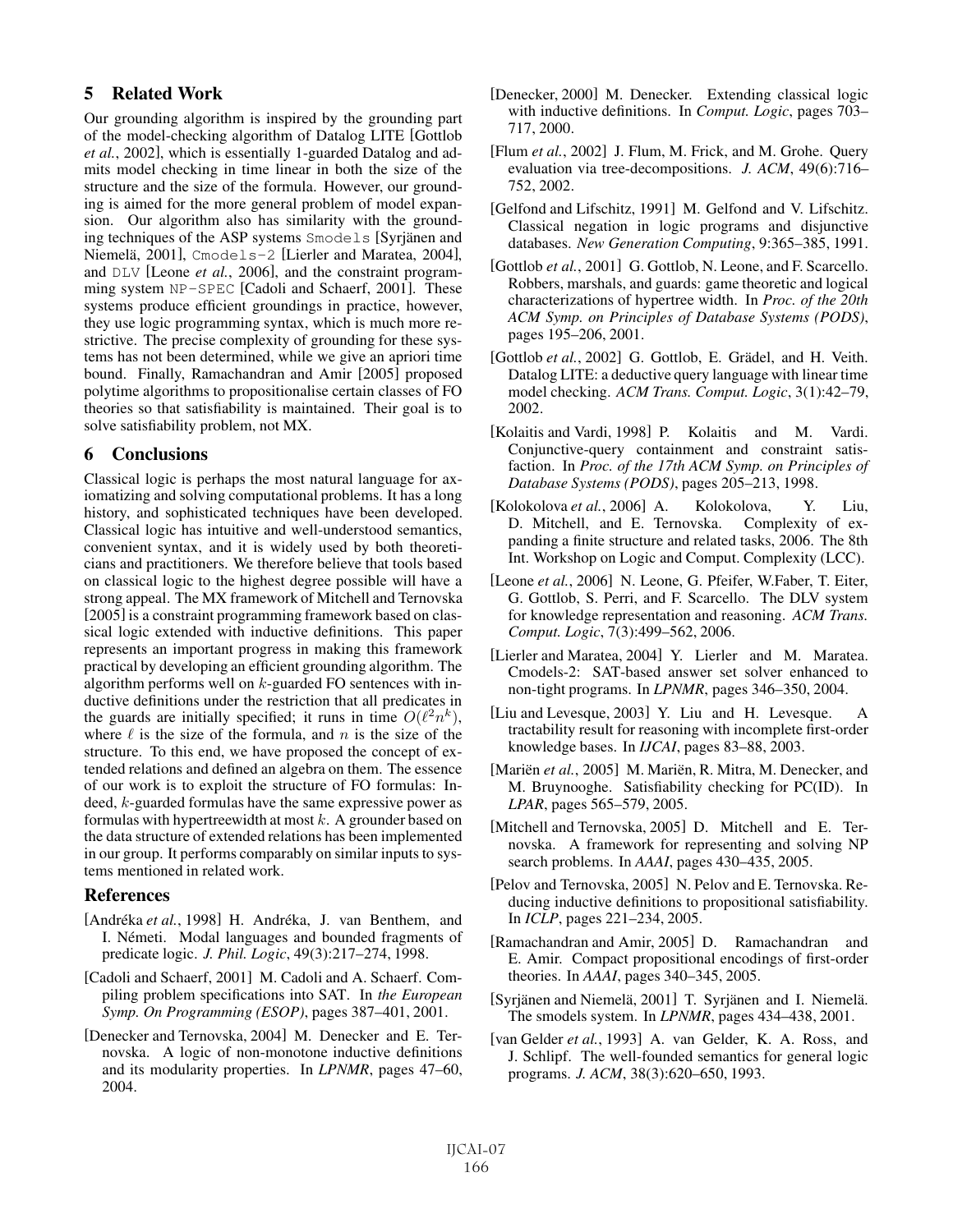## 5 Related Work

Our grounding algorithm is inspired by the grounding part of the model-checking algorithm of Datalog LITE [Gottlob *et al.*, 2002], which is essentially 1-guarded Datalog and admits model checking in time linear in both the size of the structure and the size of the formula. However, our grounding is aimed for the more general problem of model expansion. Our algorithm also has similarity with the grounding techniques of the ASP systems `Smodels` [Syrjänen and Niemelä, 2001], `Cmodels-2` [Lierler and Maratea, 2004], and `DLV` [Leone *et al.*, 2006], and the constraint programming system `NP-SPEC` [Cadoli and Schaerf, 2001]. These systems produce efficient groundings in practice, however, they use logic programming syntax, which is much more restrictive. The precise complexity of grounding for these systems has not been determined, while we give an apriori time bound. Finally, Ramachandran and Amir [2005] proposed polytime algorithms to propositionalise certain classes of FO theories so that satisfiability is maintained. Their goal is to solve satisfiability problem, not MX.

## 6 Conclusions

Classical logic is perhaps the most natural language for axiomatizing and solving computational problems. It has a long history, and sophisticated techniques have been developed. Classical logic has intuitive and well-understood semantics, convenient syntax, and it is widely used by both theoreticians and practitioners. We therefore believe that tools based on classical logic to the highest degree possible will have a strong appeal. The MX framework of Mitchell and Ternovska [2005] is a constraint programming framework based on classical logic extended with inductive definitions. This paper represents an important progress in making this framework practical by developing an efficient grounding algorithm. The algorithm performs well on $k$-guarded FO sentences with inductive definitions under the restriction that all predicates in the guards are initially specified; it runs in time $O(\ell^2 n^k)$, where $\ell$ is the size of the formula, and $n$ is the size of the structure. To this end, we have proposed the concept of extended relations and defined an algebra on them. The essence of our work is to exploit the structure of FO formulas: Indeed, $k$-guarded formulas have the same expressive power as formulas with hypertreewidth at most $k$. A grounder based on the data structure of extended relations has been implemented in our group. It performs comparably on similar inputs to systems mentioned in related work.

## References

[Andréka *et al.*, 1998] H. Andréka, J. van Benthem, and I. Németi. Modal languages and bounded fragments of predicate logic. *J. Phil. Logic*, 49(3):217–274, 1998.

[Cadoli and Schaerf, 2001] M. Cadoli and A. Schaerf. Compiling problem specifications into SAT. In *the European Symp. On Programming (ESOP)*, pages 387–401, 2001.

[Denecker and Ternovska, 2004] M. Denecker and E. Ternovska. A logic of non-monotone inductive definitions and its modularity properties. In *LPNMR*, pages 47–60, 2004.

[Denecker, 2000] M. Denecker. Extending classical logic with inductive definitions. In *Comput. Logic*, pages 703–717, 2000.

[Flum *et al.*, 2002] J. Flum, M. Frick, and M. Grohe. Query evaluation via tree-decompositions. *J. ACM*, 49(6):716–752, 2002.

[Gelfond and Lifschitz, 1991] M. Gelfond and V. Lifschitz. Classical negation in logic programs and disjunctive databases. *New Generation Computing*, 9:365–385, 1991.

[Gottlob *et al.*, 2001] G. Gottlob, N. Leone, and F. Scarcello. Robbers, marshals, and guards: game theoretic and logical characterizations of hypertree width. In *Proc. of the 20th ACM Symp. on Principles of Database Systems (PODS)*, pages 195–206, 2001.

[Gottlob *et al.*, 2002] G. Gottlob, E. Grädel, and H. Veith. Datalog LITE: a deductive query language with linear time model checking. *ACM Trans. Comput. Logic*, 3(1):42–79, 2002.

[Kolaitis and Vardi, 1998] P. Kolaitis and M. Vardi. Conjunctive-query containment and constraint satisfaction. In *Proc. of the 17th ACM Symp. on Principles of Database Systems (PODS)*, pages 205–213, 1998.

[Kolokolova *et al.*, 2006] A. Kolokolova, Y. Liu, D. Mitchell, and E. Ternovska. Complexity of expanding a finite structure and related tasks, 2006. The 8th Int. Workshop on Logic and Comput. Complexity (LCC).

[Leone *et al.*, 2006] N. Leone, G. Pfeifer, W.Faber, T. Eiter, G. Gottlob, S. Perri, and F. Scarcello. The DLV system for knowledge representation and reasoning. *ACM Trans. Comput. Logic*, 7(3):499–562, 2006.

[Lierler and Maratea, 2004] Y. Lierler and M. Maratea. Cmodels-2: SAT-based answer set solver enhanced to non-tight programs. In *LPNMR*, pages 346–350, 2004.

[Liu and Levesque, 2003] Y. Liu and H. Levesque. A tractability result for reasoning with incomplete first-order knowledge bases. In *IJCAI*, pages 83–88, 2003.

[Mariën *et al.*, 2005] M. Mariën, R. Mitra, M. Denecker, and M. Bruynooghe. Satisfiability checking for PC(ID). In *LPAR*, pages 565–579, 2005.

[Mitchell and Ternovska, 2005] D. Mitchell and E. Ternovska. A framework for representing and solving NP search problems. In *AAAI*, pages 430–435, 2005.

[Pelov and Ternovska, 2005] N. Pelov and E. Ternovska. Reducing inductive definitions to propositional satisfiability. In *ICLP*, pages 221–234, 2005.

[Ramachandran and Amir, 2005] D. Ramachandran and E. Amir. Compact propositional encodings of first-order theories. In *AAAI*, pages 340–345, 2005.

[Syrjänen and Niemelä, 2001] T. Syrjänen and I. Niemelä. The smodels system. In *LPNMR*, pages 434–438, 2001.

[van Gelder *et al.*, 1993] A. van Gelder, K. A. Ross, and J. Schlipf. The well-founded semantics for general logic programs. *J. ACM*, 38(3):620–650, 1993.